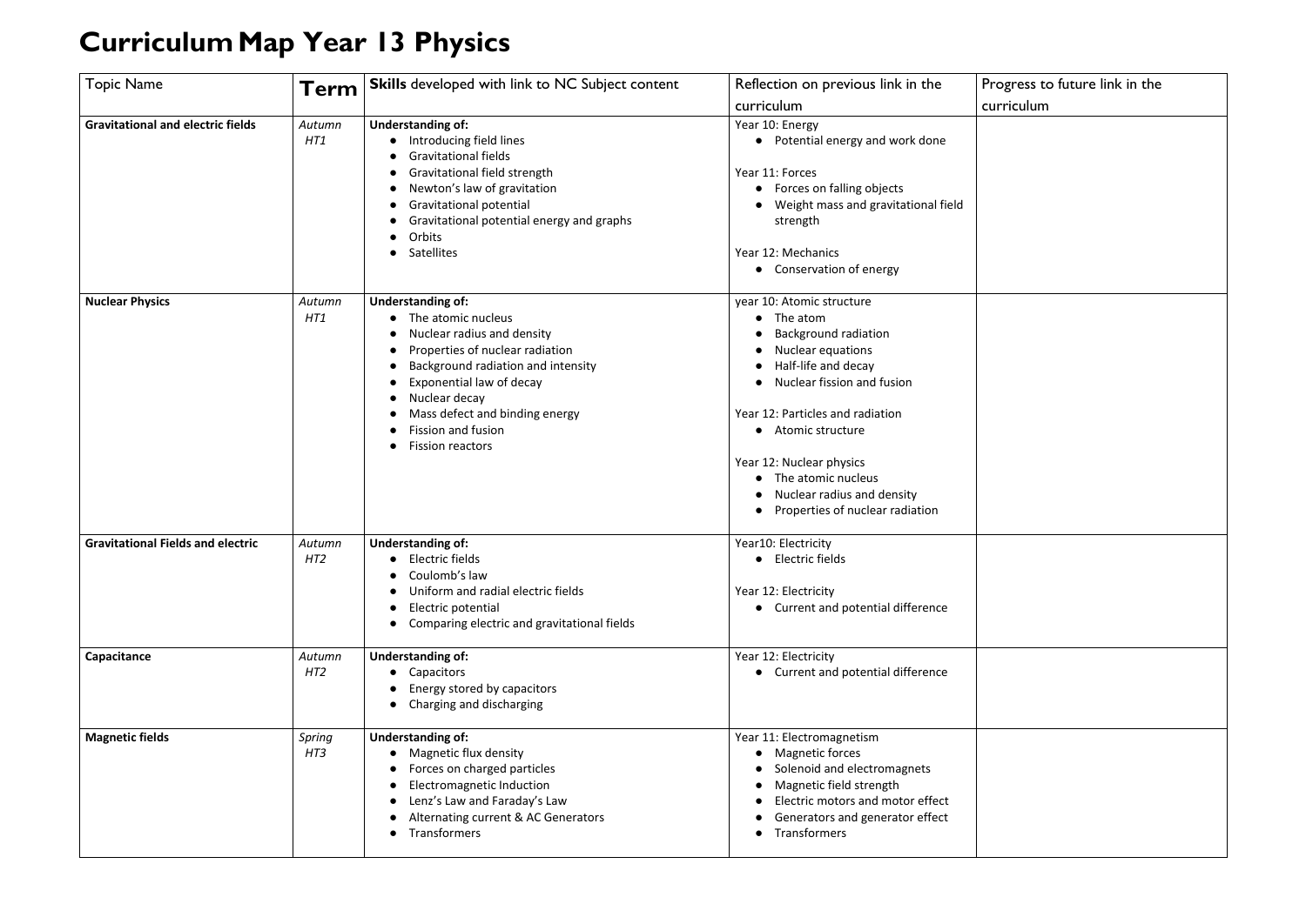# Curriculum Map Year 13 Physics

| Topic Name | Term | **Skills** developed with link to NC Subject content | Reflection on previous link in the curriculum | Progress to future link in the curriculum |
|---|---|---|---|---|
| **Gravitational and electric fields** | *Autumn HT1* | **Understanding of:**<br>● Introducing field lines<br>● Gravitational fields<br>● Gravitational field strength<br>● Newton's law of gravitation<br>● Gravitational potential<br>● Gravitational potential energy and graphs<br>● Orbits<br>● Satellites | Year 10: Energy<br>● Potential energy and work done<br><br>Year 11: Forces<br>● Forces on falling objects<br>● Weight mass and gravitational field strength<br><br>Year 12: Mechanics<br>● Conservation of energy | |
| **Nuclear Physics** | *Autumn HT1* | **Understanding of:**<br>● The atomic nucleus<br>● Nuclear radius and density<br>● Properties of nuclear radiation<br>● Background radiation and intensity<br>● Exponential law of decay<br>● Nuclear decay<br>● Mass defect and binding energy<br>● Fission and fusion<br>● Fission reactors | year 10: Atomic structure<br>● The atom<br>● Background radiation<br>● Nuclear equations<br>● Half-life and decay<br>● Nuclear fission and fusion<br><br>Year 12: Particles and radiation<br>● Atomic structure<br><br>Year 12: Nuclear physics<br>● The atomic nucleus<br>● Nuclear radius and density<br>● Properties of nuclear radiation | |
| **Gravitational Fields and electric** | *Autumn HT2* | **Understanding of:**<br>● Electric fields<br>● Coulomb's law<br>● Uniform and radial electric fields<br>● Electric potential<br>● Comparing electric and gravitational fields | Year10: Electricity<br>● Electric fields<br><br>Year 12: Electricity<br>● Current and potential difference | |
| **Capacitance** | *Autumn HT2* | **Understanding of:**<br>● Capacitors<br>● Energy stored by capacitors<br>● Charging and discharging | Year 12: Electricity<br>● Current and potential difference | |
| **Magnetic fields** | *Spring HT3* | **Understanding of:**<br>● Magnetic flux density<br>● Forces on charged particles<br>● Electromagnetic Induction<br>● Lenz's Law and Faraday's Law<br>● Alternating current & AC Generators<br>● Transformers | Year 11: Electromagnetism<br>● Magnetic forces<br>● Solenoid and electromagnets<br>● Magnetic field strength<br>● Electric motors and motor effect<br>● Generators and generator effect<br>● Transformers | |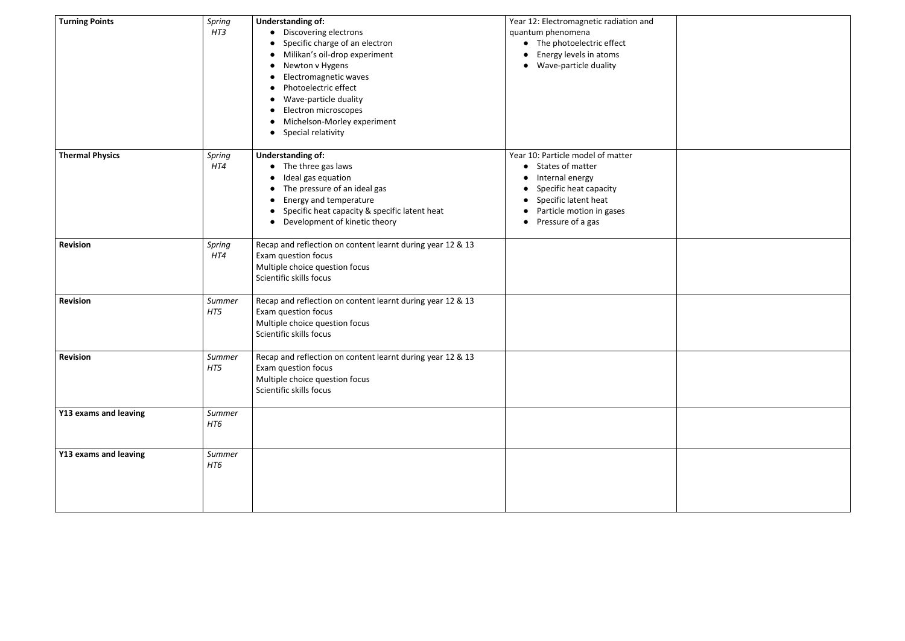| | | | | |
|---|---|---|---|---|
| **Turning Points** | *Spring HT3* | **Understanding of:**<br>● Discovering electrons<br>● Specific charge of an electron<br>● Milikan's oil-drop experiment<br>● Newton v Hygens<br>● Electromagnetic waves<br>● Photoelectric effect<br>● Wave-particle duality<br>● Electron microscopes<br>● Michelson-Morley experiment<br>● Special relativity | Year 12: Electromagnetic radiation and quantum phenomena<br>● The photoelectric effect<br>● Energy levels in atoms<br>● Wave-particle duality | |
| **Thermal Physics** | *Spring HT4* | **Understanding of:**<br>● The three gas laws<br>● Ideal gas equation<br>● The pressure of an ideal gas<br>● Energy and temperature<br>● Specific heat capacity & specific latent heat<br>● Development of kinetic theory | Year 10: Particle model of matter<br>● States of matter<br>● Internal energy<br>● Specific heat capacity<br>● Specific latent heat<br>● Particle motion in gases<br>● Pressure of a gas | |
| **Revision** | *Spring HT4* | Recap and reflection on content learnt during year 12 & 13<br>Exam question focus<br>Multiple choice question focus<br>Scientific skills focus | | |
| **Revision** | *Summer HT5* | Recap and reflection on content learnt during year 12 & 13<br>Exam question focus<br>Multiple choice question focus<br>Scientific skills focus | | |
| **Revision** | *Summer HT5* | Recap and reflection on content learnt during year 12 & 13<br>Exam question focus<br>Multiple choice question focus<br>Scientific skills focus | | |
| **Y13 exams and leaving** | *Summer HT6* | | | |
| **Y13 exams and leaving** | *Summer HT6* | | | |